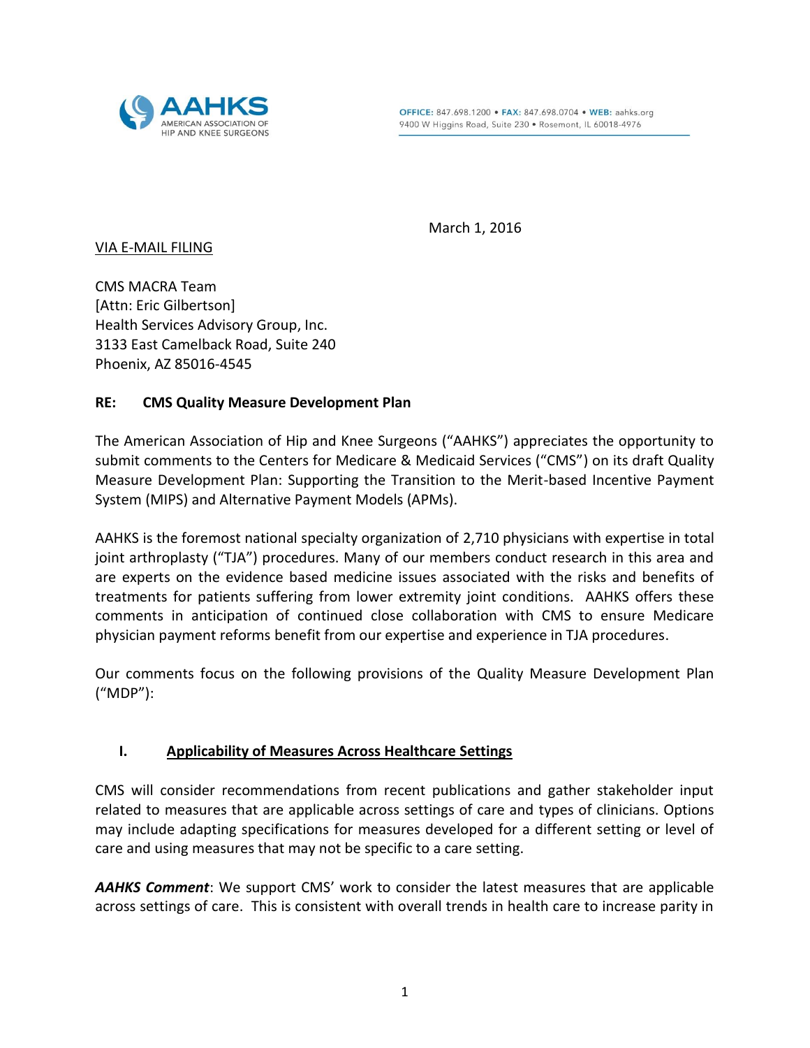**AAHKS**
AMERICAN ASSOCIATION OF HIP AND KNEE SURGEONS

**OFFICE:** 847.698.1200 • **FAX:** 847.698.0704 • **WEB:** aahks.org
9400 W Higgins Road, Suite 230 • Rosemont, IL 60018-4976

March 1, 2016

VIA E-MAIL FILING

CMS MACRA Team
[Attn: Eric Gilbertson]
Health Services Advisory Group, Inc.
3133 East Camelback Road, Suite 240
Phoenix, AZ 85016-4545

**RE: CMS Quality Measure Development Plan**

The American Association of Hip and Knee Surgeons ("AAHKS") appreciates the opportunity to submit comments to the Centers for Medicare & Medicaid Services ("CMS") on its draft Quality Measure Development Plan: Supporting the Transition to the Merit-based Incentive Payment System (MIPS) and Alternative Payment Models (APMs).

AAHKS is the foremost national specialty organization of 2,710 physicians with expertise in total joint arthroplasty ("TJA") procedures. Many of our members conduct research in this area and are experts on the evidence based medicine issues associated with the risks and benefits of treatments for patients suffering from lower extremity joint conditions. AAHKS offers these comments in anticipation of continued close collaboration with CMS to ensure Medicare physician payment reforms benefit from our expertise and experience in TJA procedures.

Our comments focus on the following provisions of the Quality Measure Development Plan ("MDP"):

## I. Applicability of Measures Across Healthcare Settings

CMS will consider recommendations from recent publications and gather stakeholder input related to measures that are applicable across settings of care and types of clinicians. Options may include adapting specifications for measures developed for a different setting or level of care and using measures that may not be specific to a care setting.

***AAHKS Comment***: We support CMS' work to consider the latest measures that are applicable across settings of care. This is consistent with overall trends in health care to increase parity in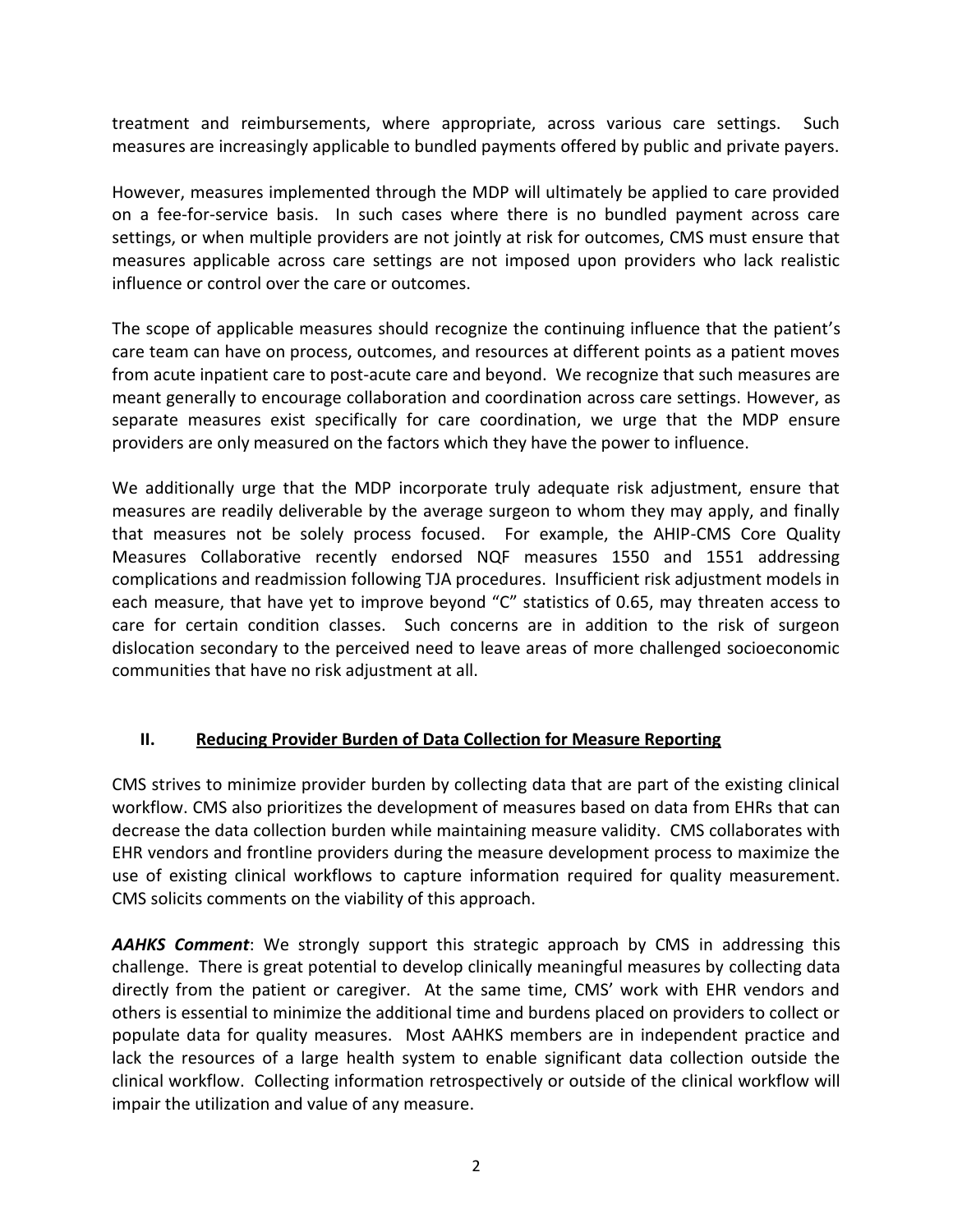treatment and reimbursements, where appropriate, across various care settings. Such measures are increasingly applicable to bundled payments offered by public and private payers.

However, measures implemented through the MDP will ultimately be applied to care provided on a fee-for-service basis. In such cases where there is no bundled payment across care settings, or when multiple providers are not jointly at risk for outcomes, CMS must ensure that measures applicable across care settings are not imposed upon providers who lack realistic influence or control over the care or outcomes.

The scope of applicable measures should recognize the continuing influence that the patient's care team can have on process, outcomes, and resources at different points as a patient moves from acute inpatient care to post-acute care and beyond. We recognize that such measures are meant generally to encourage collaboration and coordination across care settings. However, as separate measures exist specifically for care coordination, we urge that the MDP ensure providers are only measured on the factors which they have the power to influence.

We additionally urge that the MDP incorporate truly adequate risk adjustment, ensure that measures are readily deliverable by the average surgeon to whom they may apply, and finally that measures not be solely process focused. For example, the AHIP-CMS Core Quality Measures Collaborative recently endorsed NQF measures 1550 and 1551 addressing complications and readmission following TJA procedures. Insufficient risk adjustment models in each measure, that have yet to improve beyond "C" statistics of 0.65, may threaten access to care for certain condition classes. Such concerns are in addition to the risk of surgeon dislocation secondary to the perceived need to leave areas of more challenged socioeconomic communities that have no risk adjustment at all.

## II. Reducing Provider Burden of Data Collection for Measure Reporting

CMS strives to minimize provider burden by collecting data that are part of the existing clinical workflow. CMS also prioritizes the development of measures based on data from EHRs that can decrease the data collection burden while maintaining measure validity. CMS collaborates with EHR vendors and frontline providers during the measure development process to maximize the use of existing clinical workflows to capture information required for quality measurement. CMS solicits comments on the viability of this approach.

***AAHKS Comment***: We strongly support this strategic approach by CMS in addressing this challenge. There is great potential to develop clinically meaningful measures by collecting data directly from the patient or caregiver. At the same time, CMS' work with EHR vendors and others is essential to minimize the additional time and burdens placed on providers to collect or populate data for quality measures. Most AAHKS members are in independent practice and lack the resources of a large health system to enable significant data collection outside the clinical workflow. Collecting information retrospectively or outside of the clinical workflow will impair the utilization and value of any measure.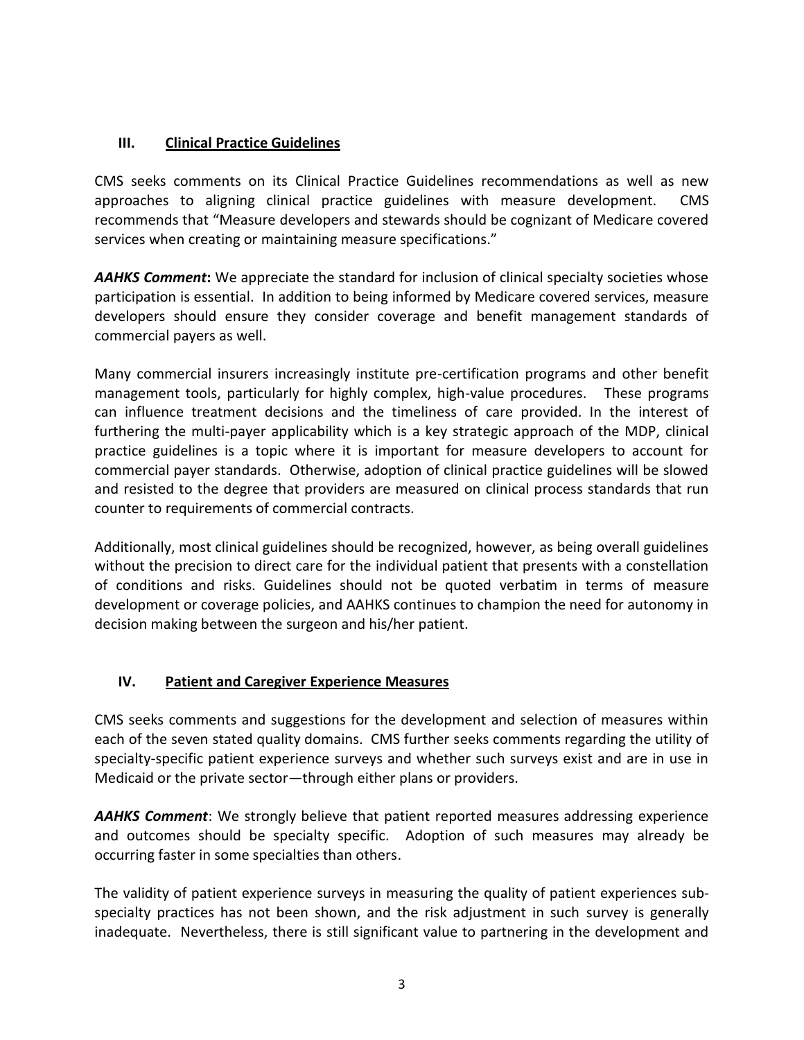## III. Clinical Practice Guidelines

CMS seeks comments on its Clinical Practice Guidelines recommendations as well as new approaches to aligning clinical practice guidelines with measure development. CMS recommends that "Measure developers and stewards should be cognizant of Medicare covered services when creating or maintaining measure specifications."

***AAHKS Comment*:** We appreciate the standard for inclusion of clinical specialty societies whose participation is essential. In addition to being informed by Medicare covered services, measure developers should ensure they consider coverage and benefit management standards of commercial payers as well.

Many commercial insurers increasingly institute pre-certification programs and other benefit management tools, particularly for highly complex, high-value procedures. These programs can influence treatment decisions and the timeliness of care provided. In the interest of furthering the multi-payer applicability which is a key strategic approach of the MDP, clinical practice guidelines is a topic where it is important for measure developers to account for commercial payer standards. Otherwise, adoption of clinical practice guidelines will be slowed and resisted to the degree that providers are measured on clinical process standards that run counter to requirements of commercial contracts.

Additionally, most clinical guidelines should be recognized, however, as being overall guidelines without the precision to direct care for the individual patient that presents with a constellation of conditions and risks. Guidelines should not be quoted verbatim in terms of measure development or coverage policies, and AAHKS continues to champion the need for autonomy in decision making between the surgeon and his/her patient.

## IV. Patient and Caregiver Experience Measures

CMS seeks comments and suggestions for the development and selection of measures within each of the seven stated quality domains. CMS further seeks comments regarding the utility of specialty-specific patient experience surveys and whether such surveys exist and are in use in Medicaid or the private sector—through either plans or providers.

***AAHKS Comment***: We strongly believe that patient reported measures addressing experience and outcomes should be specialty specific. Adoption of such measures may already be occurring faster in some specialties than others.

The validity of patient experience surveys in measuring the quality of patient experiences sub-specialty practices has not been shown, and the risk adjustment in such survey is generally inadequate. Nevertheless, there is still significant value to partnering in the development and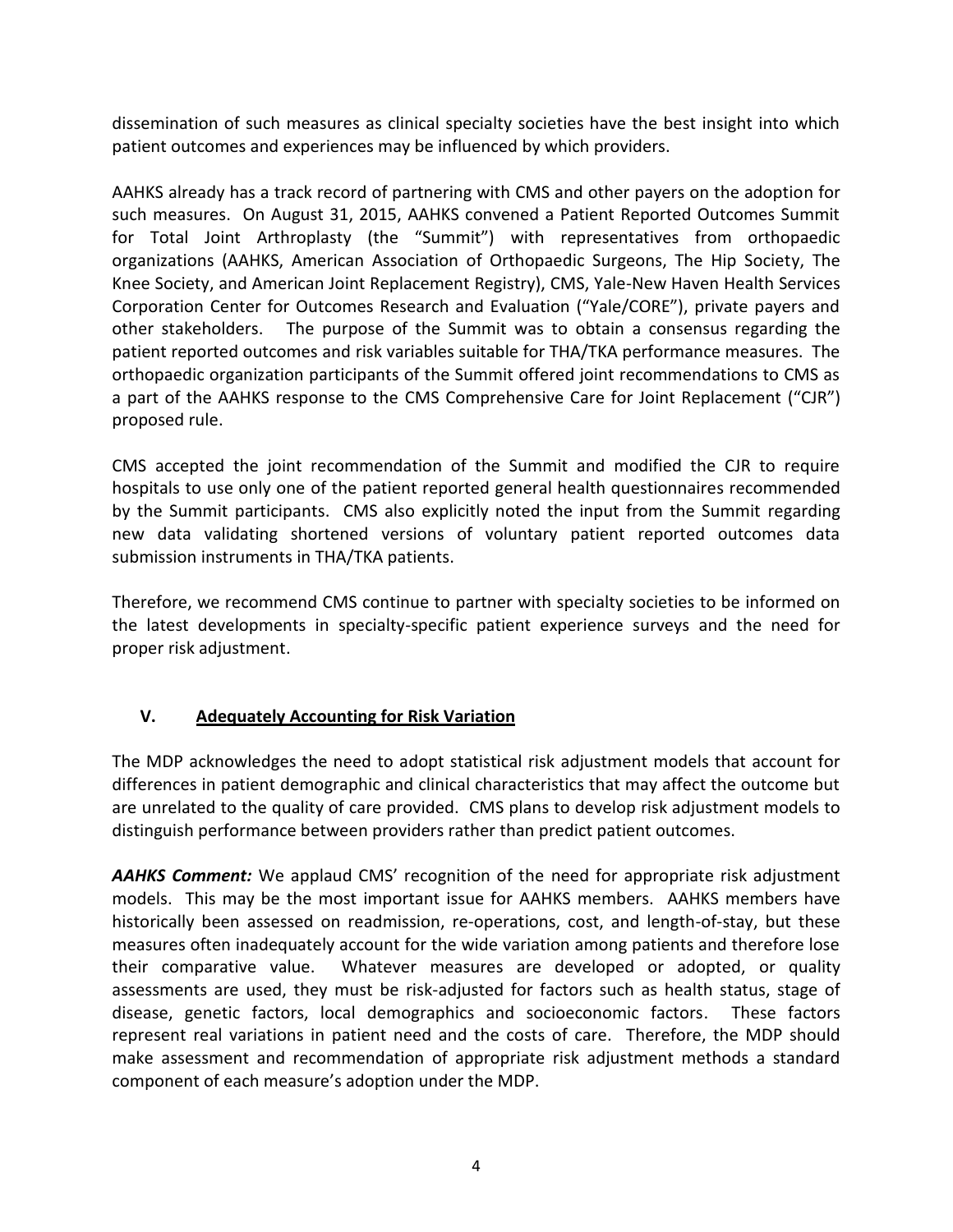dissemination of such measures as clinical specialty societies have the best insight into which patient outcomes and experiences may be influenced by which providers.

AAHKS already has a track record of partnering with CMS and other payers on the adoption for such measures. On August 31, 2015, AAHKS convened a Patient Reported Outcomes Summit for Total Joint Arthroplasty (the "Summit") with representatives from orthopaedic organizations (AAHKS, American Association of Orthopaedic Surgeons, The Hip Society, The Knee Society, and American Joint Replacement Registry), CMS, Yale-New Haven Health Services Corporation Center for Outcomes Research and Evaluation ("Yale/CORE"), private payers and other stakeholders. The purpose of the Summit was to obtain a consensus regarding the patient reported outcomes and risk variables suitable for THA/TKA performance measures. The orthopaedic organization participants of the Summit offered joint recommendations to CMS as a part of the AAHKS response to the CMS Comprehensive Care for Joint Replacement ("CJR") proposed rule.

CMS accepted the joint recommendation of the Summit and modified the CJR to require hospitals to use only one of the patient reported general health questionnaires recommended by the Summit participants. CMS also explicitly noted the input from the Summit regarding new data validating shortened versions of voluntary patient reported outcomes data submission instruments in THA/TKA patients.

Therefore, we recommend CMS continue to partner with specialty societies to be informed on the latest developments in specialty-specific patient experience surveys and the need for proper risk adjustment.

## V. <u>Adequately Accounting for Risk Variation</u>

The MDP acknowledges the need to adopt statistical risk adjustment models that account for differences in patient demographic and clinical characteristics that may affect the outcome but are unrelated to the quality of care provided. CMS plans to develop risk adjustment models to distinguish performance between providers rather than predict patient outcomes.

***AAHKS Comment:*** We applaud CMS' recognition of the need for appropriate risk adjustment models. This may be the most important issue for AAHKS members. AAHKS members have historically been assessed on readmission, re-operations, cost, and length-of-stay, but these measures often inadequately account for the wide variation among patients and therefore lose their comparative value. Whatever measures are developed or adopted, or quality assessments are used, they must be risk-adjusted for factors such as health status, stage of disease, genetic factors, local demographics and socioeconomic factors. These factors represent real variations in patient need and the costs of care. Therefore, the MDP should make assessment and recommendation of appropriate risk adjustment methods a standard component of each measure's adoption under the MDP.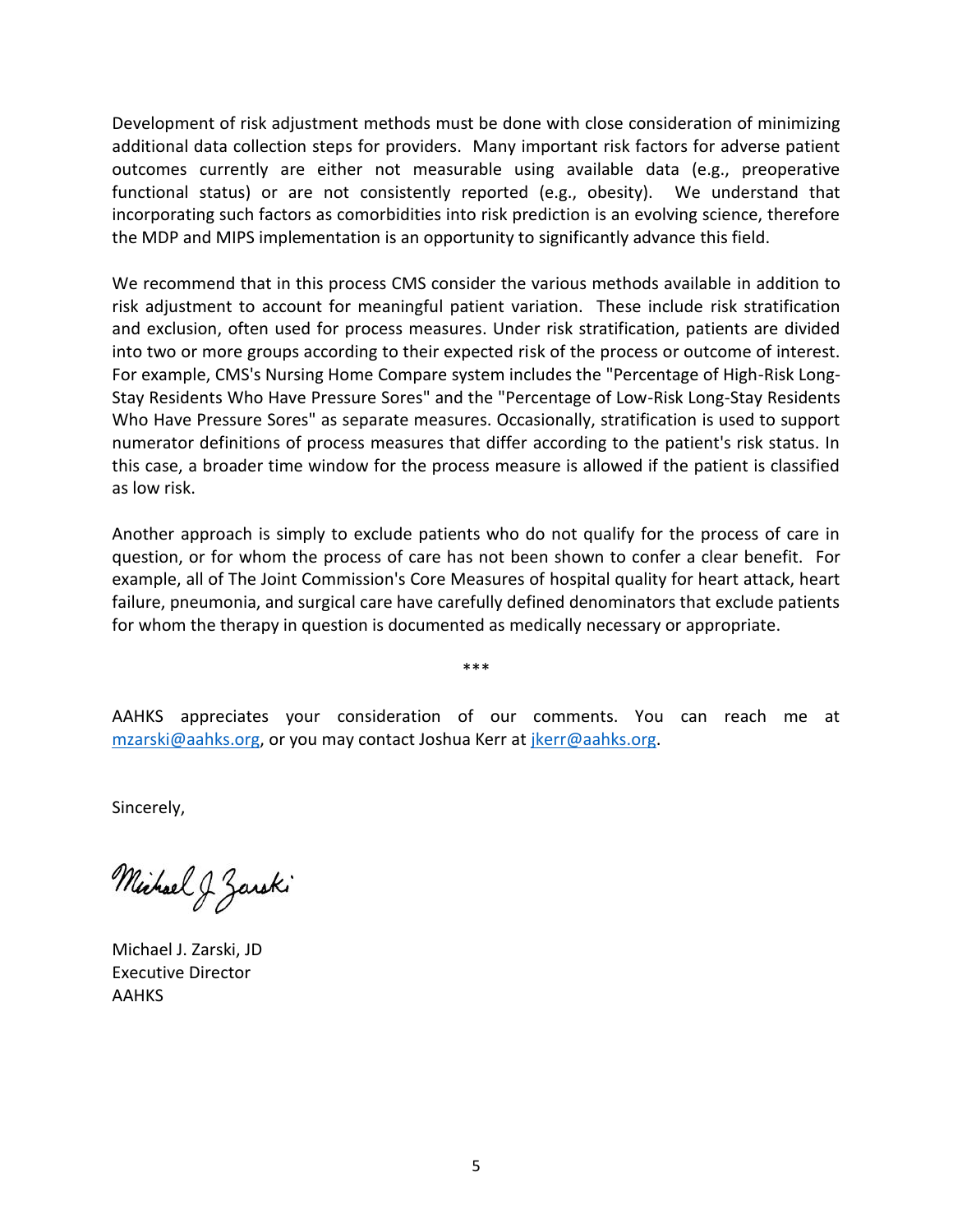Development of risk adjustment methods must be done with close consideration of minimizing additional data collection steps for providers. Many important risk factors for adverse patient outcomes currently are either not measurable using available data (e.g., preoperative functional status) or are not consistently reported (e.g., obesity). We understand that incorporating such factors as comorbidities into risk prediction is an evolving science, therefore the MDP and MIPS implementation is an opportunity to significantly advance this field.

We recommend that in this process CMS consider the various methods available in addition to risk adjustment to account for meaningful patient variation. These include risk stratification and exclusion, often used for process measures. Under risk stratification, patients are divided into two or more groups according to their expected risk of the process or outcome of interest. For example, CMS's Nursing Home Compare system includes the "Percentage of High-Risk Long-Stay Residents Who Have Pressure Sores" and the "Percentage of Low-Risk Long-Stay Residents Who Have Pressure Sores" as separate measures. Occasionally, stratification is used to support numerator definitions of process measures that differ according to the patient's risk status. In this case, a broader time window for the process measure is allowed if the patient is classified as low risk.

Another approach is simply to exclude patients who do not qualify for the process of care in question, or for whom the process of care has not been shown to confer a clear benefit. For example, all of The Joint Commission's Core Measures of hospital quality for heart attack, heart failure, pneumonia, and surgical care have carefully defined denominators that exclude patients for whom the therapy in question is documented as medically necessary or appropriate.

***

AAHKS appreciates your consideration of our comments. You can reach me at mzarski@aahks.org, or you may contact Joshua Kerr at jkerr@aahks.org.

Sincerely,

Michael J. Zarski, JD
Executive Director
AAHKS